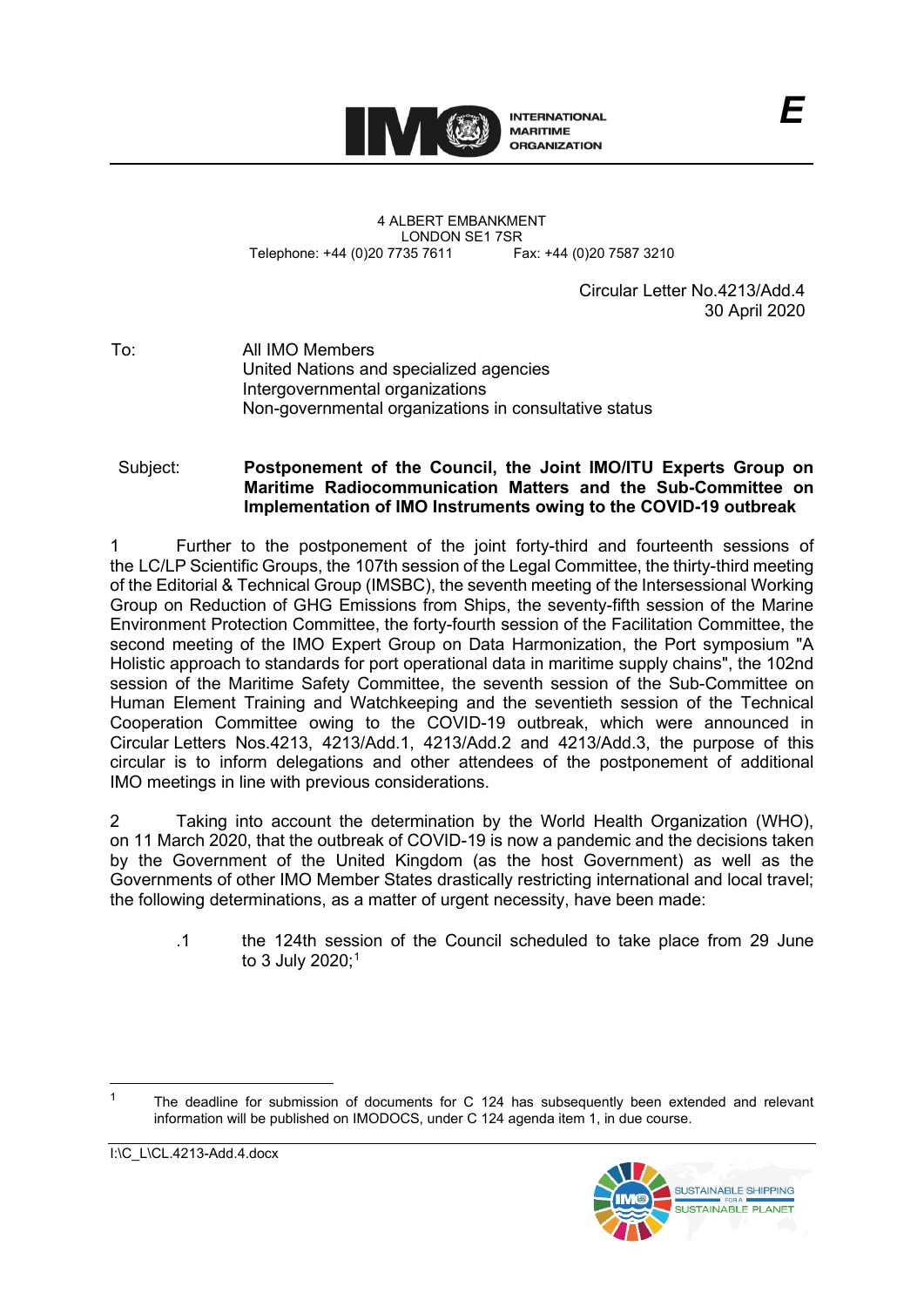INTERNATIONAL MARITIME ORGANIZATION

*E*

4 ALBERT EMBANKMENT
LONDON SE1 7SR
Telephone: +44 (0)20 7735 7611 Fax: +44 (0)20 7587 3210

Circular Letter No.4213/Add.4
30 April 2020

To: All IMO Members
United Nations and specialized agencies
Intergovernmental organizations
Non-governmental organizations in consultative status

Subject: **Postponement of the Council, the Joint IMO/ITU Experts Group on Maritime Radiocommunication Matters and the Sub-Committee on Implementation of IMO Instruments owing to the COVID-19 outbreak**

1 Further to the postponement of the joint forty-third and fourteenth sessions of the LC/LP Scientific Groups, the 107th session of the Legal Committee, the thirty-third meeting of the Editorial & Technical Group (IMSBC), the seventh meeting of the Intersessional Working Group on Reduction of GHG Emissions from Ships, the seventy-fifth session of the Marine Environment Protection Committee, the forty-fourth session of the Facilitation Committee, the second meeting of the IMO Expert Group on Data Harmonization, the Port symposium "A Holistic approach to standards for port operational data in maritime supply chains", the 102nd session of the Maritime Safety Committee, the seventh session of the Sub-Committee on Human Element Training and Watchkeeping and the seventieth session of the Technical Cooperation Committee owing to the COVID-19 outbreak, which were announced in Circular Letters Nos.4213, 4213/Add.1, 4213/Add.2 and 4213/Add.3, the purpose of this circular is to inform delegations and other attendees of the postponement of additional IMO meetings in line with previous considerations.

2 Taking into account the determination by the World Health Organization (WHO), on 11 March 2020, that the outbreak of COVID-19 is now a pandemic and the decisions taken by the Government of the United Kingdom (as the host Government) as well as the Governments of other IMO Member States drastically restricting international and local travel; the following determinations, as a matter of urgent necessity, have been made:

.1 the 124th session of the Council scheduled to take place from 29 June to 3 July 2020;[1]

[1] The deadline for submission of documents for C 124 has subsequently been extended and relevant information will be published on IMODOCS, under C 124 agenda item 1, in due course.

I:\C_L\CL.4213-Add.4.docx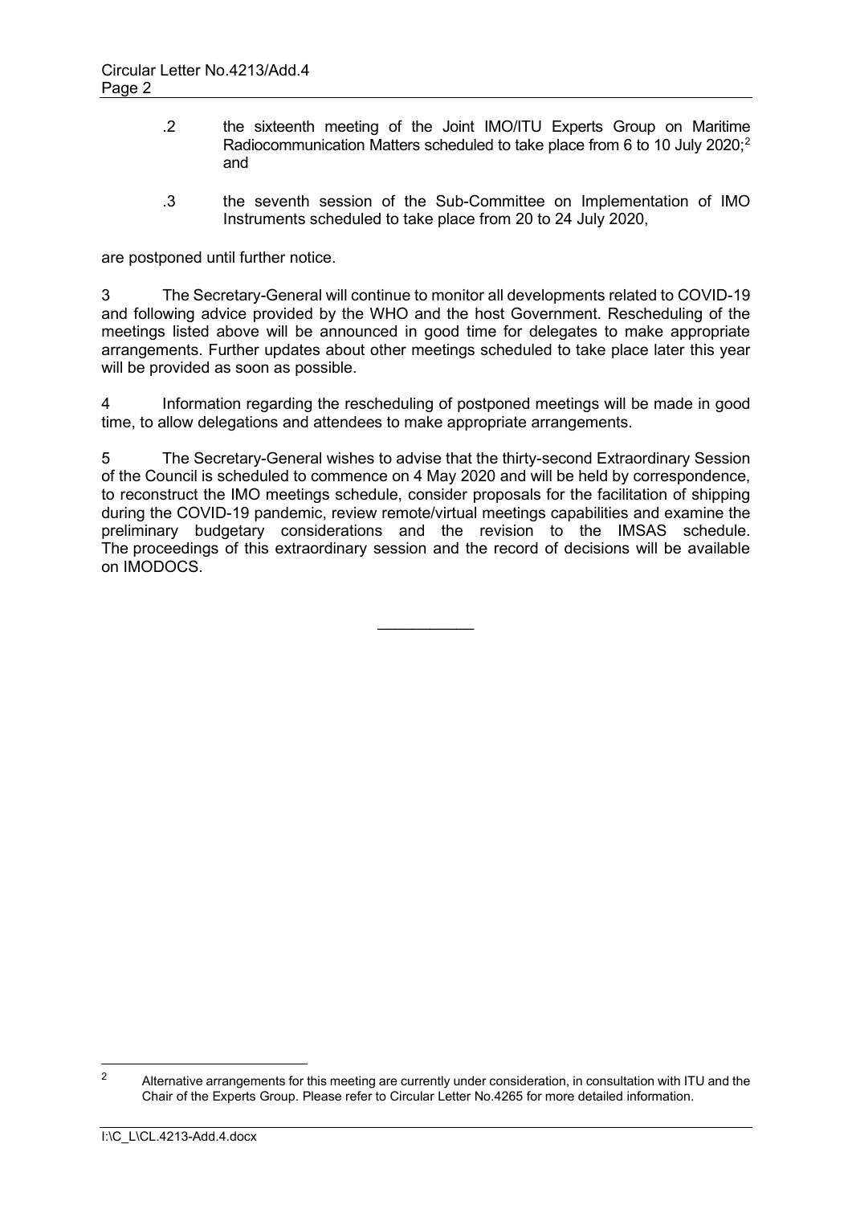.2 the sixteenth meeting of the Joint IMO/ITU Experts Group on Maritime Radiocommunication Matters scheduled to take place from 6 to 10 July 2020;[2] and

.3 the seventh session of the Sub-Committee on Implementation of IMO Instruments scheduled to take place from 20 to 24 July 2020,

are postponed until further notice.

3 The Secretary-General will continue to monitor all developments related to COVID-19 and following advice provided by the WHO and the host Government. Rescheduling of the meetings listed above will be announced in good time for delegates to make appropriate arrangements. Further updates about other meetings scheduled to take place later this year will be provided as soon as possible.

4 Information regarding the rescheduling of postponed meetings will be made in good time, to allow delegations and attendees to make appropriate arrangements.

5 The Secretary-General wishes to advise that the thirty-second Extraordinary Session of the Council is scheduled to commence on 4 May 2020 and will be held by correspondence, to reconstruct the IMO meetings schedule, consider proposals for the facilitation of shipping during the COVID-19 pandemic, review remote/virtual meetings capabilities and examine the preliminary budgetary considerations and the revision to the IMSAS schedule. The proceedings of this extraordinary session and the record of decisions will be available on IMODOCS.

---

[2] Alternative arrangements for this meeting are currently under consideration, in consultation with ITU and the Chair of the Experts Group. Please refer to Circular Letter No.4265 for more detailed information.